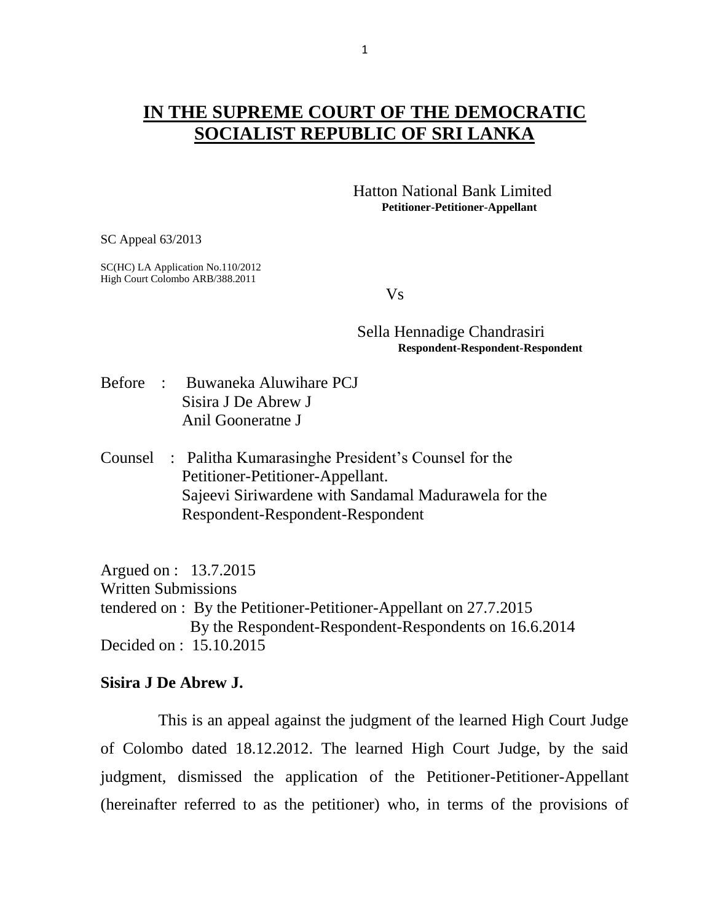# IN THE SUPREME COURT OF THE DEMOCRATIC SOCIALIST REPUBLIC OF SRI LANKA

Hatton National Bank Limited
**Petitioner-Petitioner-Appellant**

SC Appeal 63/2013

SC(HC) LA Application No.110/2012
High Court Colombo ARB/388.2011

Vs

Sella Hennadige Chandrasiri
**Respondent-Respondent-Respondent**

Before : Buwaneka Aluwihare PCJ
Sisira J De Abrew J
Anil Gooneratne J

Counsel : Palitha Kumarasinghe President's Counsel for the Petitioner-Petitioner-Appellant.
Sajeevi Siriwardene with Sandamal Madurawela for the Respondent-Respondent-Respondent

Argued on : 13.7.2015
Written Submissions
tendered on : By the Petitioner-Petitioner-Appellant on 27.7.2015
By the Respondent-Respondent-Respondents on 16.6.2014
Decided on : 15.10.2015

**Sisira J De Abrew J.**

This is an appeal against the judgment of the learned High Court Judge of Colombo dated 18.12.2012. The learned High Court Judge, by the said judgment, dismissed the application of the Petitioner-Petitioner-Appellant (hereinafter referred to as the petitioner) who, in terms of the provisions of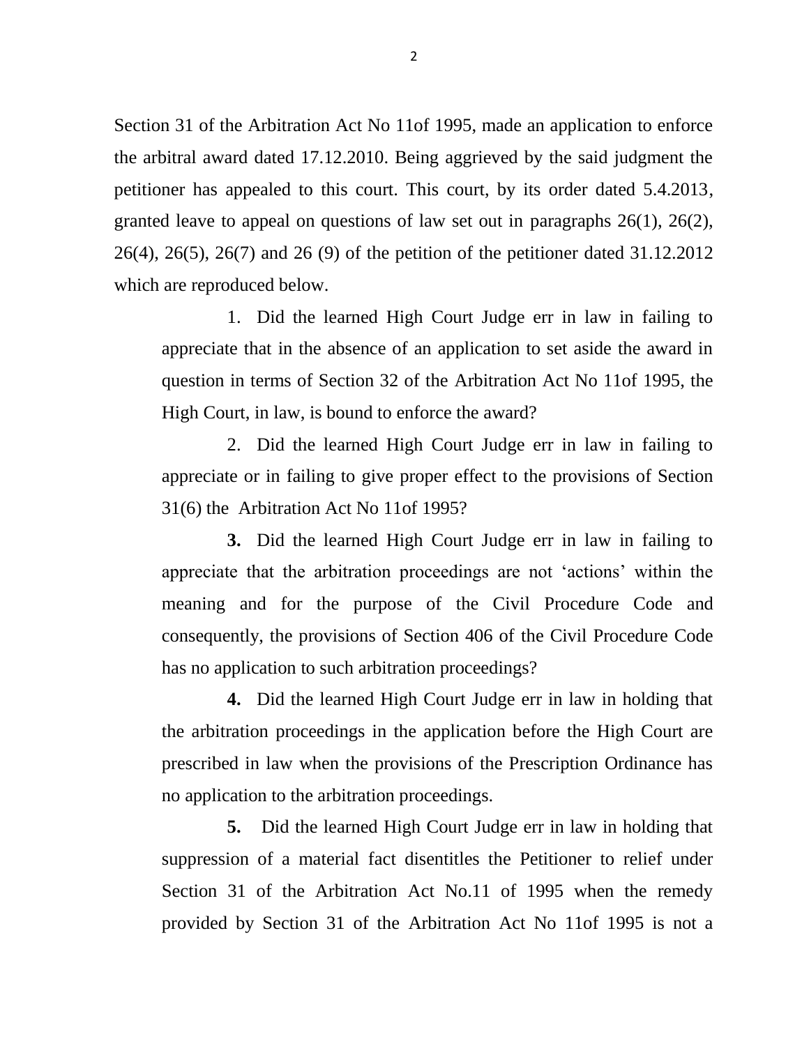Section 31 of the Arbitration Act No 11of 1995, made an application to enforce the arbitral award dated 17.12.2010. Being aggrieved by the said judgment the petitioner has appealed to this court. This court, by its order dated 5.4.2013, granted leave to appeal on questions of law set out in paragraphs 26(1), 26(2), 26(4), 26(5), 26(7) and 26 (9) of the petition of the petitioner dated 31.12.2012 which are reproduced below.

1. Did the learned High Court Judge err in law in failing to appreciate that in the absence of an application to set aside the award in question in terms of Section 32 of the Arbitration Act No 11of 1995, the High Court, in law, is bound to enforce the award?

2. Did the learned High Court Judge err in law in failing to appreciate or in failing to give proper effect to the provisions of Section 31(6) the Arbitration Act No 11of 1995?

**3.** Did the learned High Court Judge err in law in failing to appreciate that the arbitration proceedings are not 'actions' within the meaning and for the purpose of the Civil Procedure Code and consequently, the provisions of Section 406 of the Civil Procedure Code has no application to such arbitration proceedings?

**4.** Did the learned High Court Judge err in law in holding that the arbitration proceedings in the application before the High Court are prescribed in law when the provisions of the Prescription Ordinance has no application to the arbitration proceedings.

**5.** Did the learned High Court Judge err in law in holding that suppression of a material fact disentitles the Petitioner to relief under Section 31 of the Arbitration Act No.11 of 1995 when the remedy provided by Section 31 of the Arbitration Act No 11of 1995 is not a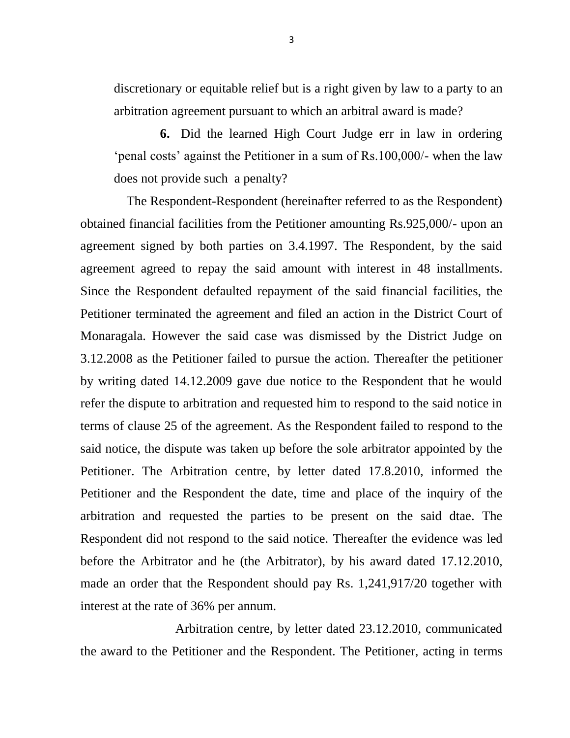discretionary or equitable relief but is a right given by law to a party to an arbitration agreement pursuant to which an arbitral award is made?

**6.** Did the learned High Court Judge err in law in ordering 'penal costs' against the Petitioner in a sum of Rs.100,000/- when the law does not provide such a penalty?

The Respondent-Respondent (hereinafter referred to as the Respondent) obtained financial facilities from the Petitioner amounting Rs.925,000/- upon an agreement signed by both parties on 3.4.1997. The Respondent, by the said agreement agreed to repay the said amount with interest in 48 installments. Since the Respondent defaulted repayment of the said financial facilities, the Petitioner terminated the agreement and filed an action in the District Court of Monaragala. However the said case was dismissed by the District Judge on 3.12.2008 as the Petitioner failed to pursue the action. Thereafter the petitioner by writing dated 14.12.2009 gave due notice to the Respondent that he would refer the dispute to arbitration and requested him to respond to the said notice in terms of clause 25 of the agreement. As the Respondent failed to respond to the said notice, the dispute was taken up before the sole arbitrator appointed by the Petitioner. The Arbitration centre, by letter dated 17.8.2010, informed the Petitioner and the Respondent the date, time and place of the inquiry of the arbitration and requested the parties to be present on the said dtae. The Respondent did not respond to the said notice. Thereafter the evidence was led before the Arbitrator and he (the Arbitrator), by his award dated 17.12.2010, made an order that the Respondent should pay Rs. 1,241,917/20 together with interest at the rate of 36% per annum.

Arbitration centre, by letter dated 23.12.2010, communicated the award to the Petitioner and the Respondent. The Petitioner, acting in terms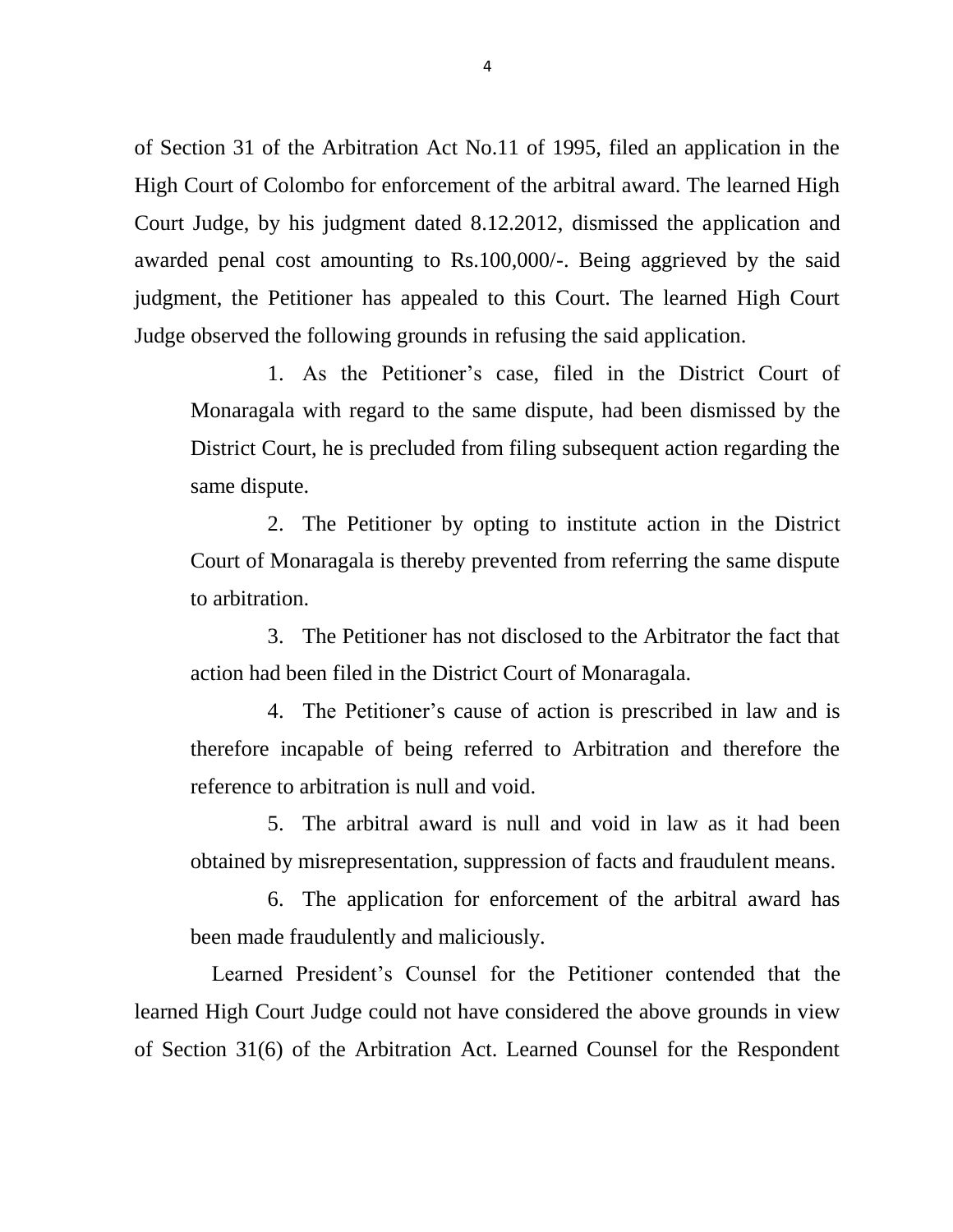of Section 31 of the Arbitration Act No.11 of 1995, filed an application in the High Court of Colombo for enforcement of the arbitral award. The learned High Court Judge, by his judgment dated 8.12.2012, dismissed the application and awarded penal cost amounting to Rs.100,000/-. Being aggrieved by the said judgment, the Petitioner has appealed to this Court. The learned High Court Judge observed the following grounds in refusing the said application.

1. As the Petitioner's case, filed in the District Court of Monaragala with regard to the same dispute, had been dismissed by the District Court, he is precluded from filing subsequent action regarding the same dispute.

2. The Petitioner by opting to institute action in the District Court of Monaragala is thereby prevented from referring the same dispute to arbitration.

3. The Petitioner has not disclosed to the Arbitrator the fact that action had been filed in the District Court of Monaragala.

4. The Petitioner's cause of action is prescribed in law and is therefore incapable of being referred to Arbitration and therefore the reference to arbitration is null and void.

5. The arbitral award is null and void in law as it had been obtained by misrepresentation, suppression of facts and fraudulent means.

6. The application for enforcement of the arbitral award has been made fraudulently and maliciously.

Learned President's Counsel for the Petitioner contended that the learned High Court Judge could not have considered the above grounds in view of Section 31(6) of the Arbitration Act. Learned Counsel for the Respondent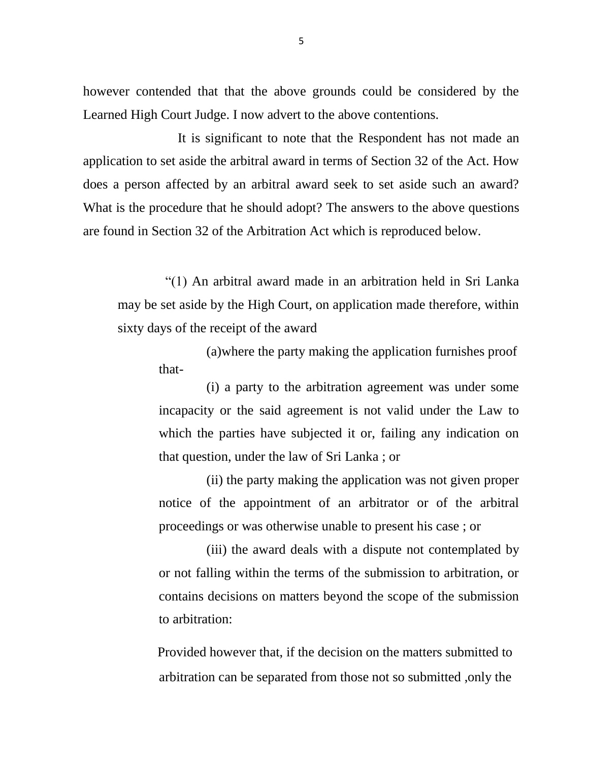however contended that that the above grounds could be considered by the Learned High Court Judge. I now advert to the above contentions.

It is significant to note that the Respondent has not made an application to set aside the arbitral award in terms of Section 32 of the Act. How does a person affected by an arbitral award seek to set aside such an award? What is the procedure that he should adopt? The answers to the above questions are found in Section 32 of the Arbitration Act which is reproduced below.

> "(1) An arbitral award made in an arbitration held in Sri Lanka may be set aside by the High Court, on application made therefore, within sixty days of the receipt of the award
>
> (a)where the party making the application furnishes proof that-
>
> (i) a party to the arbitration agreement was under some incapacity or the said agreement is not valid under the Law to which the parties have subjected it or, failing any indication on that question, under the law of Sri Lanka ; or
>
> (ii) the party making the application was not given proper notice of the appointment of an arbitrator or of the arbitral proceedings or was otherwise unable to present his case ; or
>
> (iii) the award deals with a dispute not contemplated by or not falling within the terms of the submission to arbitration, or contains decisions on matters beyond the scope of the submission to arbitration:
>
> Provided however that, if the decision on the matters submitted to arbitration can be separated from those not so submitted ,only the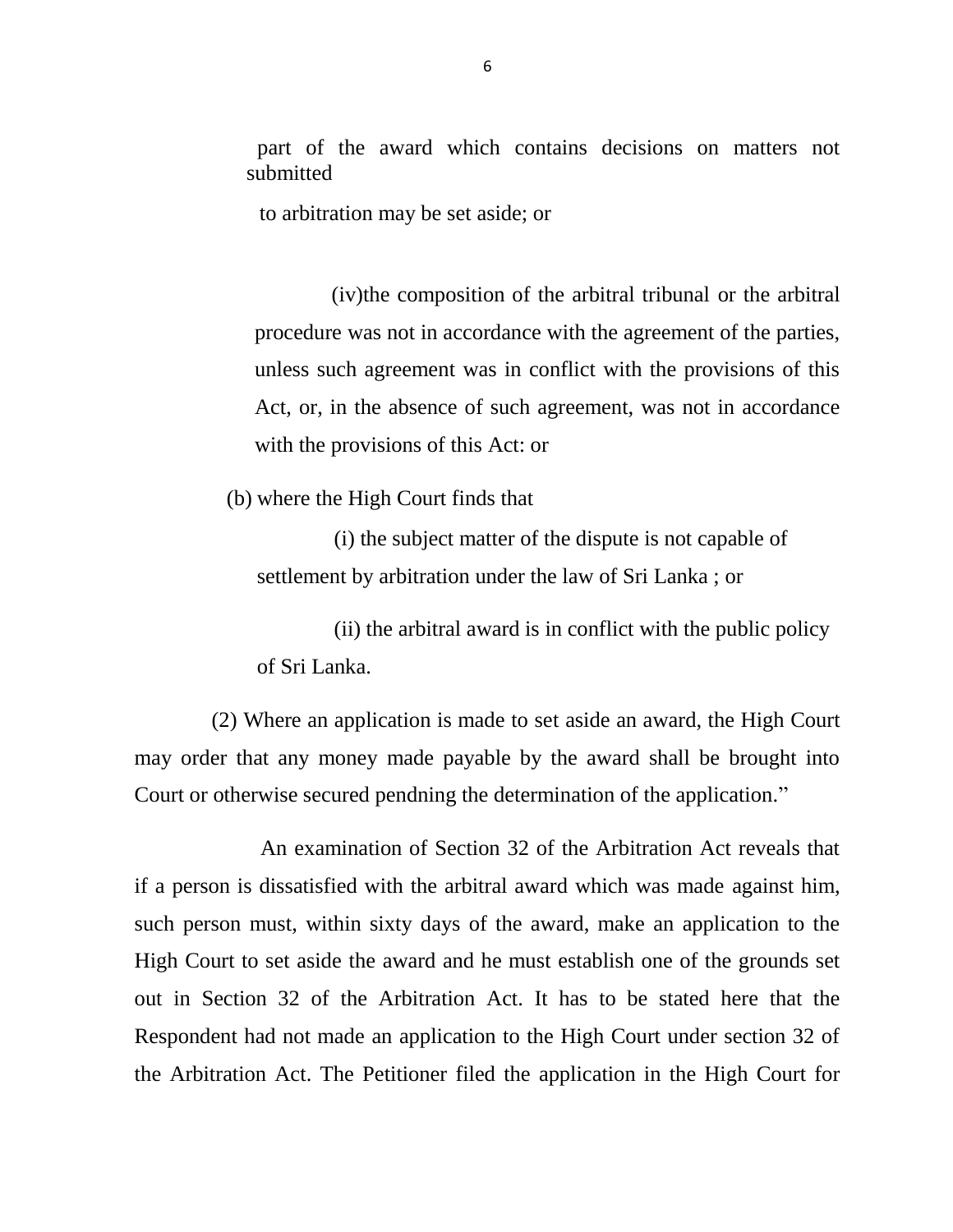part of the award which contains decisions on matters not submitted

to arbitration may be set aside; or

(iv)the composition of the arbitral tribunal or the arbitral procedure was not in accordance with the agreement of the parties, unless such agreement was in conflict with the provisions of this Act, or, in the absence of such agreement, was not in accordance with the provisions of this Act: or

(b) where the High Court finds that

(i) the subject matter of the dispute is not capable of settlement by arbitration under the law of Sri Lanka ; or

(ii) the arbitral award is in conflict with the public policy of Sri Lanka.

(2) Where an application is made to set aside an award, the High Court may order that any money made payable by the award shall be brought into Court or otherwise secured pendning the determination of the application."

An examination of Section 32 of the Arbitration Act reveals that if a person is dissatisfied with the arbitral award which was made against him, such person must, within sixty days of the award, make an application to the High Court to set aside the award and he must establish one of the grounds set out in Section 32 of the Arbitration Act. It has to be stated here that the Respondent had not made an application to the High Court under section 32 of the Arbitration Act. The Petitioner filed the application in the High Court for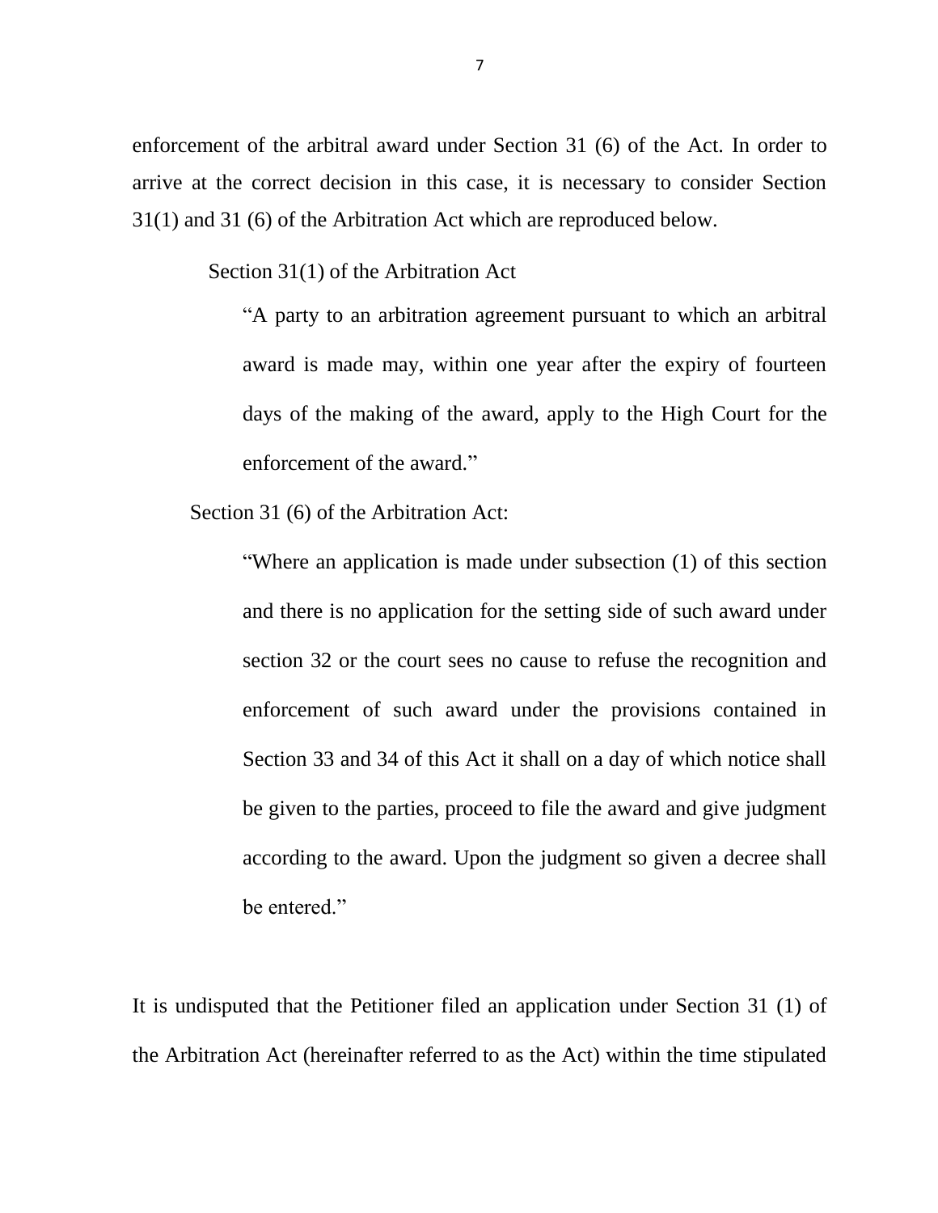enforcement of the arbitral award under Section 31 (6) of the Act. In order to arrive at the correct decision in this case, it is necessary to consider Section 31(1) and 31 (6) of the Arbitration Act which are reproduced below.

Section 31(1) of the Arbitration Act

> "A party to an arbitration agreement pursuant to which an arbitral award is made may, within one year after the expiry of fourteen days of the making of the award, apply to the High Court for the enforcement of the award."

Section 31 (6) of the Arbitration Act:

> "Where an application is made under subsection (1) of this section and there is no application for the setting side of such award under section 32 or the court sees no cause to refuse the recognition and enforcement of such award under the provisions contained in Section 33 and 34 of this Act it shall on a day of which notice shall be given to the parties, proceed to file the award and give judgment according to the award. Upon the judgment so given a decree shall be entered."

It is undisputed that the Petitioner filed an application under Section 31 (1) of the Arbitration Act (hereinafter referred to as the Act) within the time stipulated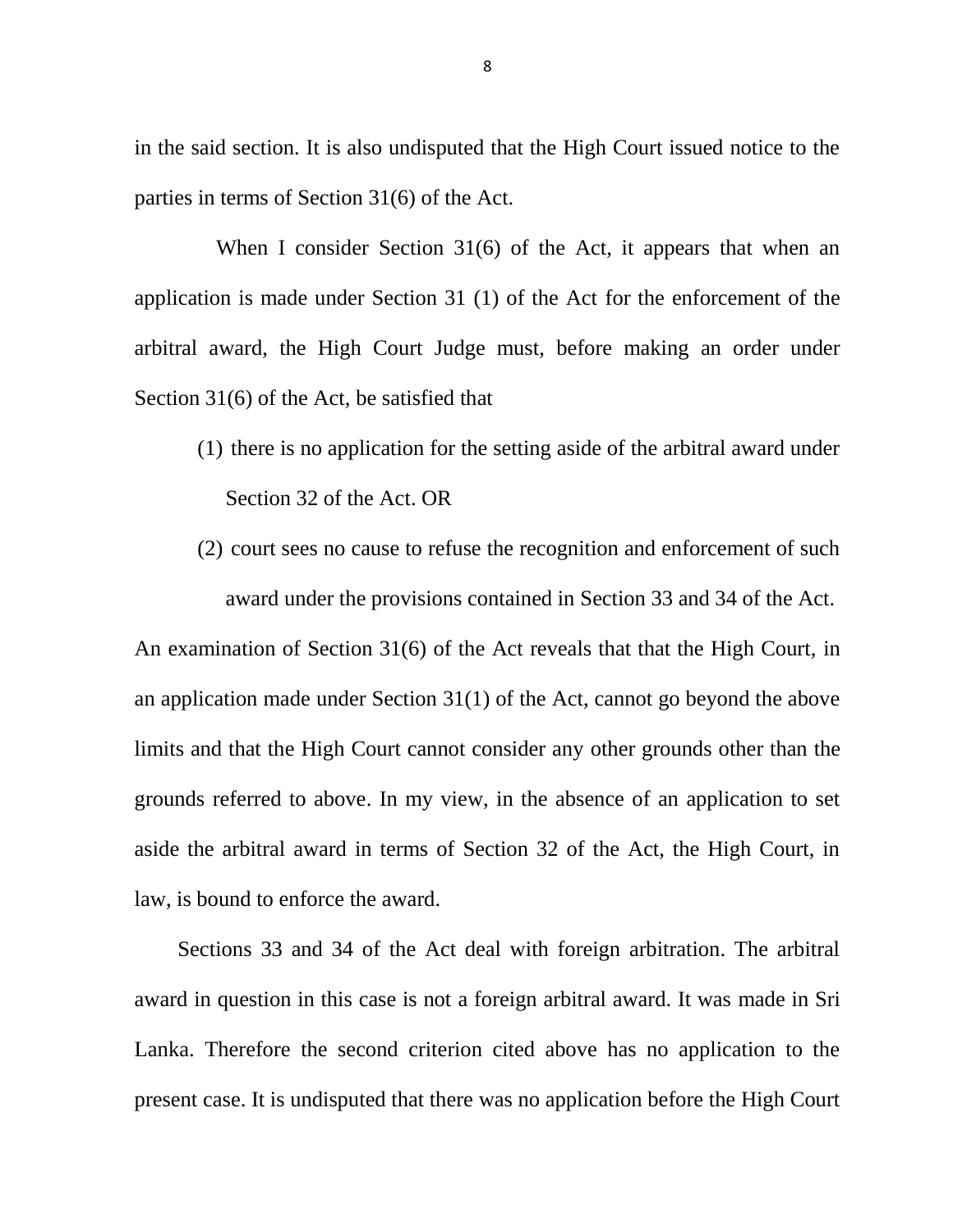in the said section. It is also undisputed that the High Court issued notice to the parties in terms of Section 31(6) of the Act.

When I consider Section 31(6) of the Act, it appears that when an application is made under Section 31 (1) of the Act for the enforcement of the arbitral award, the High Court Judge must, before making an order under Section 31(6) of the Act, be satisfied that

(1) there is no application for the setting aside of the arbitral award under Section 32 of the Act. OR

(2) court sees no cause to refuse the recognition and enforcement of such award under the provisions contained in Section 33 and 34 of the Act.

An examination of Section 31(6) of the Act reveals that that the High Court, in an application made under Section 31(1) of the Act, cannot go beyond the above limits and that the High Court cannot consider any other grounds other than the grounds referred to above. In my view, in the absence of an application to set aside the arbitral award in terms of Section 32 of the Act, the High Court, in law, is bound to enforce the award.

Sections 33 and 34 of the Act deal with foreign arbitration. The arbitral award in question in this case is not a foreign arbitral award. It was made in Sri Lanka. Therefore the second criterion cited above has no application to the present case. It is undisputed that there was no application before the High Court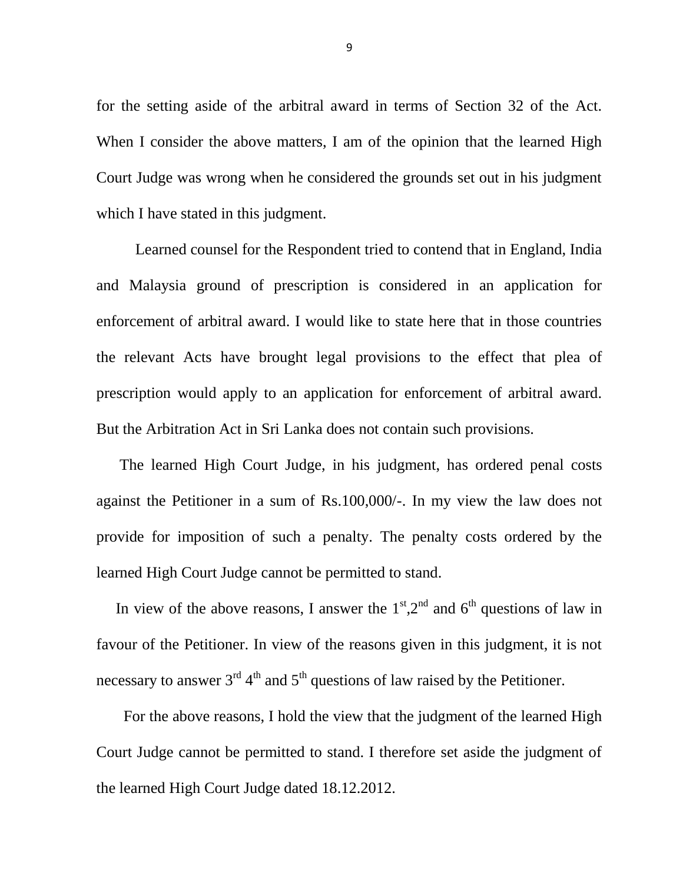for the setting aside of the arbitral award in terms of Section 32 of the Act. When I consider the above matters, I am of the opinion that the learned High Court Judge was wrong when he considered the grounds set out in his judgment which I have stated in this judgment.

Learned counsel for the Respondent tried to contend that in England, India and Malaysia ground of prescription is considered in an application for enforcement of arbitral award. I would like to state here that in those countries the relevant Acts have brought legal provisions to the effect that plea of prescription would apply to an application for enforcement of arbitral award. But the Arbitration Act in Sri Lanka does not contain such provisions.

The learned High Court Judge, in his judgment, has ordered penal costs against the Petitioner in a sum of Rs.100,000/-. In my view the law does not provide for imposition of such a penalty. The penalty costs ordered by the learned High Court Judge cannot be permitted to stand.

In view of the above reasons, I answer the 1st,2nd and 6th questions of law in favour of the Petitioner. In view of the reasons given in this judgment, it is not necessary to answer 3rd 4th and 5th questions of law raised by the Petitioner.

For the above reasons, I hold the view that the judgment of the learned High Court Judge cannot be permitted to stand. I therefore set aside the judgment of the learned High Court Judge dated 18.12.2012.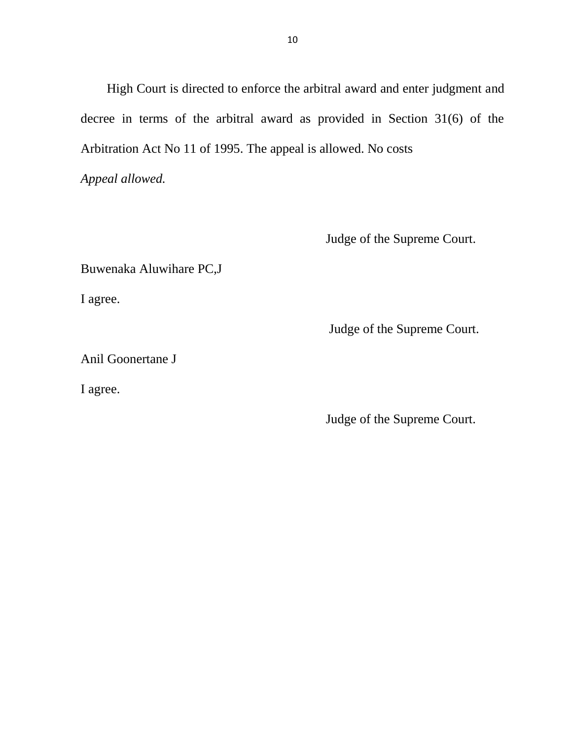High Court is directed to enforce the arbitral award and enter judgment and decree in terms of the arbitral award as provided in Section 31(6) of the Arbitration Act No 11 of 1995. The appeal is allowed. No costs

*Appeal allowed.*

Judge of the Supreme Court.

Buwenaka Aluwihare PC,J

I agree.

Judge of the Supreme Court.

Anil Goonertane J

I agree.

Judge of the Supreme Court.